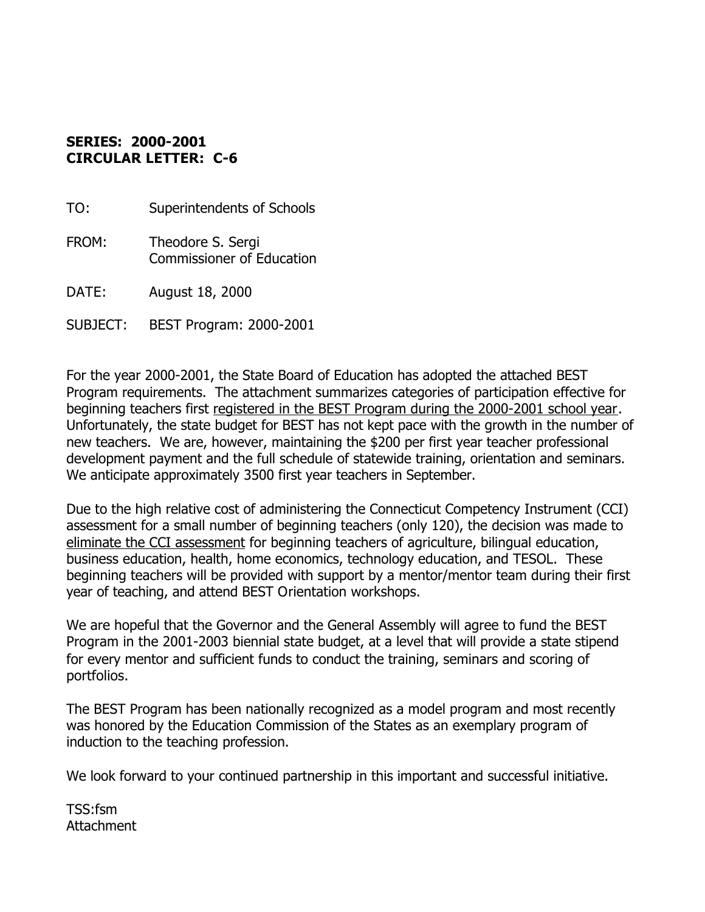**SERIES: 2000-2001**
**CIRCULAR LETTER: C-6**

TO: Superintendents of Schools

FROM: Theodore S. Sergi
Commissioner of Education

DATE: August 18, 2000

SUBJECT: BEST Program: 2000-2001

For the year 2000-2001, the State Board of Education has adopted the attached BEST Program requirements. The attachment summarizes categories of participation effective for beginning teachers first registered in the BEST Program during the 2000-2001 school year. Unfortunately, the state budget for BEST has not kept pace with the growth in the number of new teachers. We are, however, maintaining the $200 per first year teacher professional development payment and the full schedule of statewide training, orientation and seminars. We anticipate approximately 3500 first year teachers in September.

Due to the high relative cost of administering the Connecticut Competency Instrument (CCI) assessment for a small number of beginning teachers (only 120), the decision was made to eliminate the CCI assessment for beginning teachers of agriculture, bilingual education, business education, health, home economics, technology education, and TESOL. These beginning teachers will be provided with support by a mentor/mentor team during their first year of teaching, and attend BEST Orientation workshops.

We are hopeful that the Governor and the General Assembly will agree to fund the BEST Program in the 2001-2003 biennial state budget, at a level that will provide a state stipend for every mentor and sufficient funds to conduct the training, seminars and scoring of portfolios.

The BEST Program has been nationally recognized as a model program and most recently was honored by the Education Commission of the States as an exemplary program of induction to the teaching profession.

We look forward to your continued partnership in this important and successful initiative.

TSS:fsm
Attachment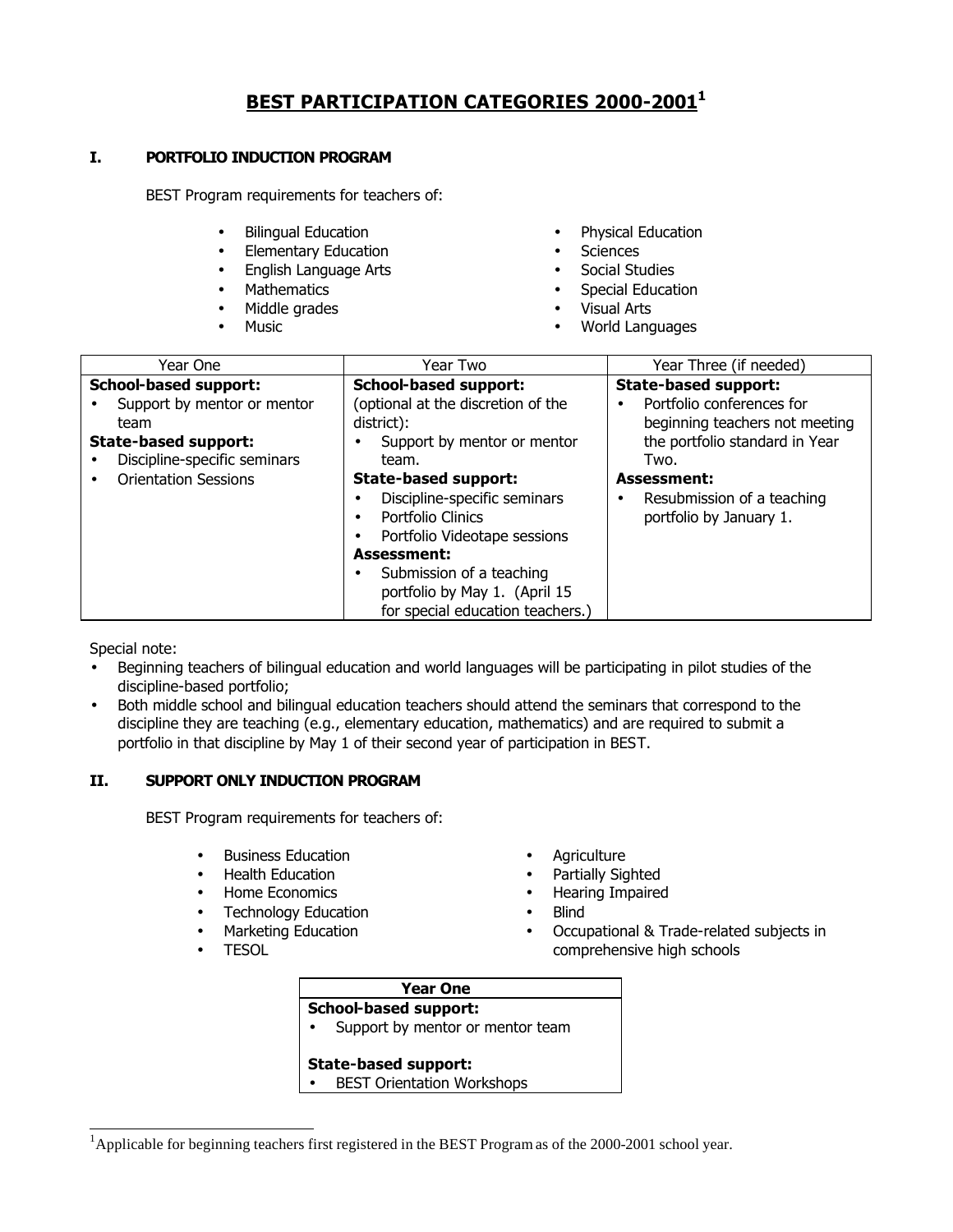# BEST PARTICIPATION CATEGORIES 2000-2001[1]

## I. PORTFOLIO INDUCTION PROGRAM

BEST Program requirements for teachers of:

- Bilingual Education
- Elementary Education
- English Language Arts
- Mathematics
- Middle grades
- Music
- Physical Education
- Sciences
- Social Studies
- Special Education
- Visual Arts
- World Languages

| Year One | Year Two | Year Three (if needed) |
| --- | --- | --- |
| **School-based support:**<br>• Support by mentor or mentor team<br>**State-based support:**<br>• Discipline-specific seminars<br>• Orientation Sessions | **School-based support:**<br>(optional at the discretion of the district):<br>• Support by mentor or mentor team.<br>**State-based support:**<br>• Discipline-specific seminars<br>• Portfolio Clinics<br>• Portfolio Videotape sessions<br>**Assessment:**<br>• Submission of a teaching portfolio by May 1. (April 15 for special education teachers.) | **State-based support:**<br>• Portfolio conferences for beginning teachers not meeting the portfolio standard in Year Two.<br>**Assessment:**<br>• Resubmission of a teaching portfolio by January 1. |

Special note:

- Beginning teachers of bilingual education and world languages will be participating in pilot studies of the discipline-based portfolio;
- Both middle school and bilingual education teachers should attend the seminars that correspond to the discipline they are teaching (e.g., elementary education, mathematics) and are required to submit a portfolio in that discipline by May 1 of their second year of participation in BEST.

## II. SUPPORT ONLY INDUCTION PROGRAM

BEST Program requirements for teachers of:

- Business Education
- Health Education
- Home Economics
- Technology Education
- Marketing Education
- TESOL
- Agriculture
- Partially Sighted
- Hearing Impaired
- Blind
- Occupational & Trade-related subjects in comprehensive high schools

| Year One |
| --- |
| **School-based support:**<br>• Support by mentor or mentor team<br><br>**State-based support:**<br>• BEST Orientation Workshops |

[1] Applicable for beginning teachers first registered in the BEST Program as of the 2000-2001 school year.